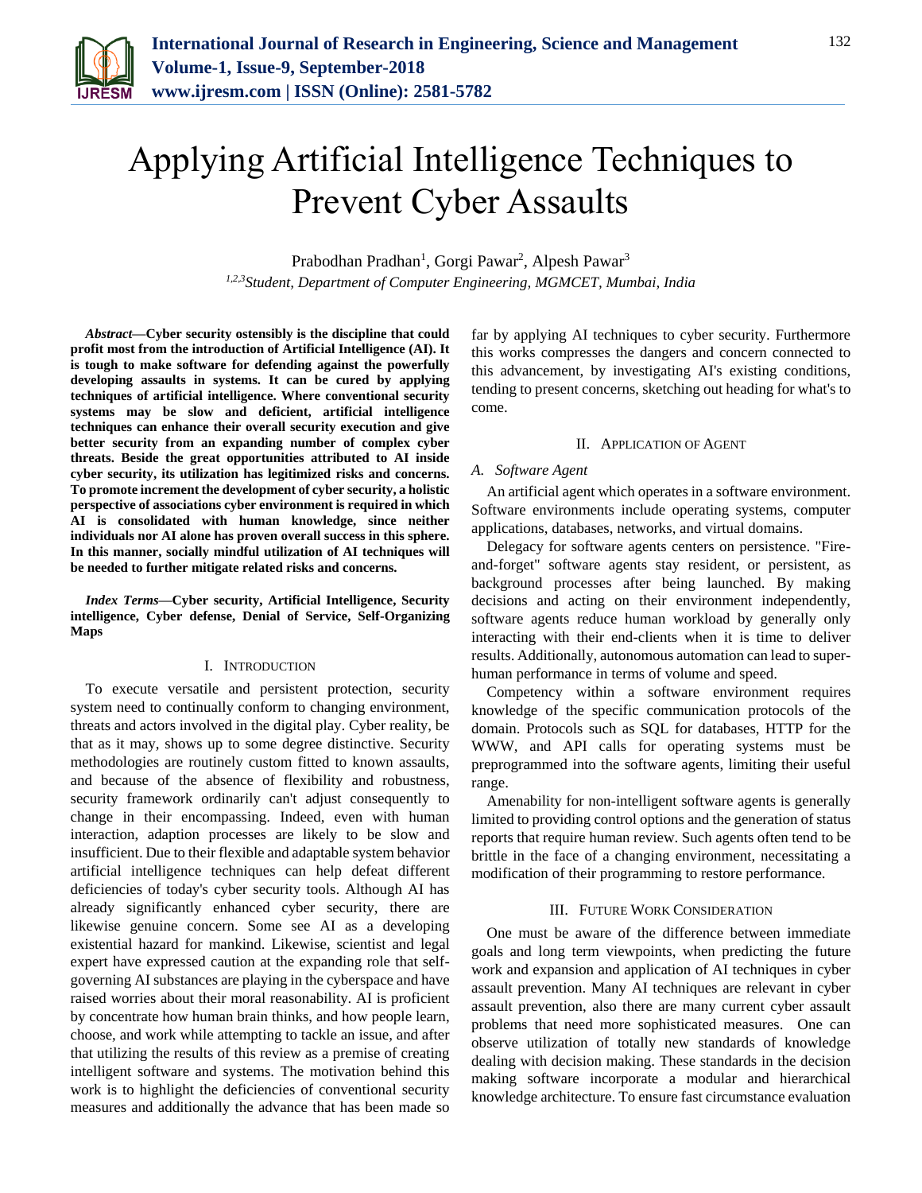# Applying Artificial Intelligence Techniques to Prevent Cyber Assaults

Prabodhan Pradhan[1], Gorgi Pawar[2], Alpesh Pawar[3]

[1,2,3]*Student, Department of Computer Engineering, MGMCET, Mumbai, India*

***Abstract*—Cyber security ostensibly is the discipline that could profit most from the introduction of Artificial Intelligence (AI). It is tough to make software for defending against the powerfully developing assaults in systems. It can be cured by applying techniques of artificial intelligence. Where conventional security systems may be slow and deficient, artificial intelligence techniques can enhance their overall security execution and give better security from an expanding number of complex cyber threats. Beside the great opportunities attributed to AI inside cyber security, its utilization has legitimized risks and concerns. To promote increment the development of cyber security, a holistic perspective of associations cyber environment is required in which AI is consolidated with human knowledge, since neither individuals nor AI alone has proven overall success in this sphere. In this manner, socially mindful utilization of AI techniques will be needed to further mitigate related risks and concerns.**

***Index Terms*—Cyber security, Artificial Intelligence, Security intelligence, Cyber defense, Denial of Service, Self-Organizing Maps**

## I. Introduction

To execute versatile and persistent protection, security system need to continually conform to changing environment, threats and actors involved in the digital play. Cyber reality, be that as it may, shows up to some degree distinctive. Security methodologies are routinely custom fitted to known assaults, and because of the absence of flexibility and robustness, security framework ordinarily can't adjust consequently to change in their encompassing. Indeed, even with human interaction, adaption processes are likely to be slow and insufficient. Due to their flexible and adaptable system behavior artificial intelligence techniques can help defeat different deficiencies of today's cyber security tools. Although AI has already significantly enhanced cyber security, there are likewise genuine concern. Some see AI as a developing existential hazard for mankind. Likewise, scientist and legal expert have expressed caution at the expanding role that self-governing AI substances are playing in the cyberspace and have raised worries about their moral reasonability. AI is proficient by concentrate how human brain thinks, and how people learn, choose, and work while attempting to tackle an issue, and after that utilizing the results of this review as a premise of creating intelligent software and systems. The motivation behind this work is to highlight the deficiencies of conventional security measures and additionally the advance that has been made so far by applying AI techniques to cyber security. Furthermore this works compresses the dangers and concern connected to this advancement, by investigating AI's existing conditions, tending to present concerns, sketching out heading for what's to come.

## II. Application of Agent

### A. Software Agent

An artificial agent which operates in a software environment. Software environments include operating systems, computer applications, databases, networks, and virtual domains.

Delegacy for software agents centers on persistence. "Fire-and-forget" software agents stay resident, or persistent, as background processes after being launched. By making decisions and acting on their environment independently, software agents reduce human workload by generally only interacting with their end-clients when it is time to deliver results. Additionally, autonomous automation can lead to super-human performance in terms of volume and speed.

Competency within a software environment requires knowledge of the specific communication protocols of the domain. Protocols such as SQL for databases, HTTP for the WWW, and API calls for operating systems must be preprogrammed into the software agents, limiting their useful range.

Amenability for non-intelligent software agents is generally limited to providing control options and the generation of status reports that require human review. Such agents often tend to be brittle in the face of a changing environment, necessitating a modification of their programming to restore performance.

## III. Future Work Consideration

One must be aware of the difference between immediate goals and long term viewpoints, when predicting the future work and expansion and application of AI techniques in cyber assault prevention. Many AI techniques are relevant in cyber assault prevention, also there are many current cyber assault problems that need more sophisticated measures. One can observe utilization of totally new standards of knowledge dealing with decision making. These standards in the decision making software incorporate a modular and hierarchical knowledge architecture. To ensure fast circumstance evaluation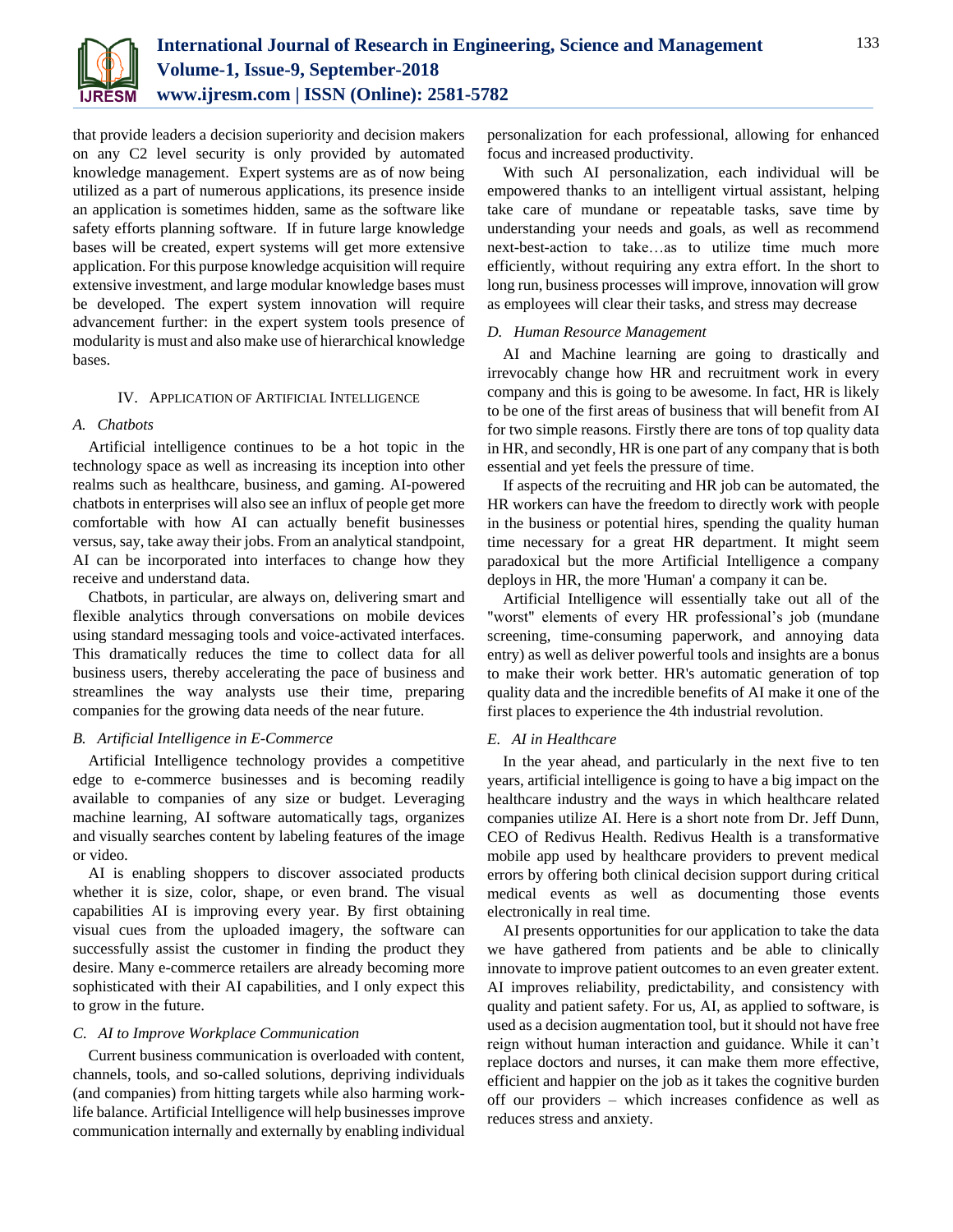that provide leaders a decision superiority and decision makers on any C2 level security is only provided by automated knowledge management. Expert systems are as of now being utilized as a part of numerous applications, its presence inside an application is sometimes hidden, same as the software like safety efforts planning software. If in future large knowledge bases will be created, expert systems will get more extensive application. For this purpose knowledge acquisition will require extensive investment, and large modular knowledge bases must be developed. The expert system innovation will require advancement further: in the expert system tools presence of modularity is must and also make use of hierarchical knowledge bases.

## IV. Application of Artificial Intelligence

### *A. Chatbots*

Artificial intelligence continues to be a hot topic in the technology space as well as increasing its inception into other realms such as healthcare, business, and gaming. AI-powered chatbots in enterprises will also see an influx of people get more comfortable with how AI can actually benefit businesses versus, say, take away their jobs. From an analytical standpoint, AI can be incorporated into interfaces to change how they receive and understand data.

Chatbots, in particular, are always on, delivering smart and flexible analytics through conversations on mobile devices using standard messaging tools and voice-activated interfaces. This dramatically reduces the time to collect data for all business users, thereby accelerating the pace of business and streamlines the way analysts use their time, preparing companies for the growing data needs of the near future.

### *B. Artificial Intelligence in E-Commerce*

Artificial Intelligence technology provides a competitive edge to e-commerce businesses and is becoming readily available to companies of any size or budget. Leveraging machine learning, AI software automatically tags, organizes and visually searches content by labeling features of the image or video.

AI is enabling shoppers to discover associated products whether it is size, color, shape, or even brand. The visual capabilities AI is improving every year. By first obtaining visual cues from the uploaded imagery, the software can successfully assist the customer in finding the product they desire. Many e-commerce retailers are already becoming more sophisticated with their AI capabilities, and I only expect this to grow in the future.

### *C. AI to Improve Workplace Communication*

Current business communication is overloaded with content, channels, tools, and so-called solutions, depriving individuals (and companies) from hitting targets while also harming work-life balance. Artificial Intelligence will help businesses improve communication internally and externally by enabling individual personalization for each professional, allowing for enhanced focus and increased productivity.

With such AI personalization, each individual will be empowered thanks to an intelligent virtual assistant, helping take care of mundane or repeatable tasks, save time by understanding your needs and goals, as well as recommend next-best-action to take…as to utilize time much more efficiently, without requiring any extra effort. In the short to long run, business processes will improve, innovation will grow as employees will clear their tasks, and stress may decrease

### *D. Human Resource Management*

AI and Machine learning are going to drastically and irrevocably change how HR and recruitment work in every company and this is going to be awesome. In fact, HR is likely to be one of the first areas of business that will benefit from AI for two simple reasons. Firstly there are tons of top quality data in HR, and secondly, HR is one part of any company that is both essential and yet feels the pressure of time.

If aspects of the recruiting and HR job can be automated, the HR workers can have the freedom to directly work with people in the business or potential hires, spending the quality human time necessary for a great HR department. It might seem paradoxical but the more Artificial Intelligence a company deploys in HR, the more 'Human' a company it can be.

Artificial Intelligence will essentially take out all of the "worst" elements of every HR professional's job (mundane screening, time-consuming paperwork, and annoying data entry) as well as deliver powerful tools and insights are a bonus to make their work better. HR's automatic generation of top quality data and the incredible benefits of AI make it one of the first places to experience the 4th industrial revolution.

### *E. AI in Healthcare*

In the year ahead, and particularly in the next five to ten years, artificial intelligence is going to have a big impact on the healthcare industry and the ways in which healthcare related companies utilize AI. Here is a short note from Dr. Jeff Dunn, CEO of Redivus Health. Redivus Health is a transformative mobile app used by healthcare providers to prevent medical errors by offering both clinical decision support during critical medical events as well as documenting those events electronically in real time.

AI presents opportunities for our application to take the data we have gathered from patients and be able to clinically innovate to improve patient outcomes to an even greater extent. AI improves reliability, predictability, and consistency with quality and patient safety. For us, AI, as applied to software, is used as a decision augmentation tool, but it should not have free reign without human interaction and guidance. While it can't replace doctors and nurses, it can make them more effective, efficient and happier on the job as it takes the cognitive burden off our providers – which increases confidence as well as reduces stress and anxiety.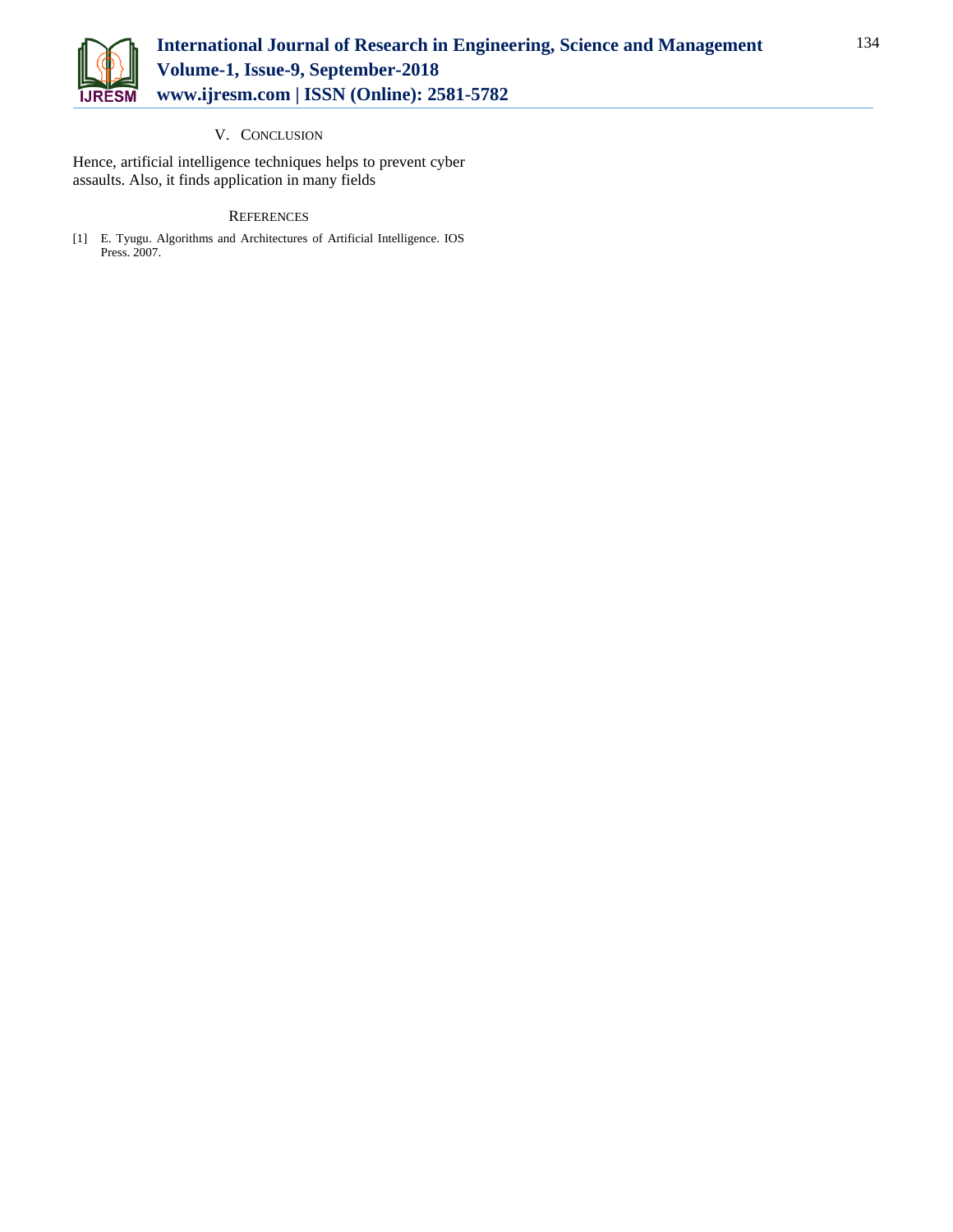## V. Conclusion

Hence, artificial intelligence techniques helps to prevent cyber assaults. Also, it finds application in many fields

## References

[1] E. Tyugu. Algorithms and Architectures of Artificial Intelligence. IOS Press. 2007.